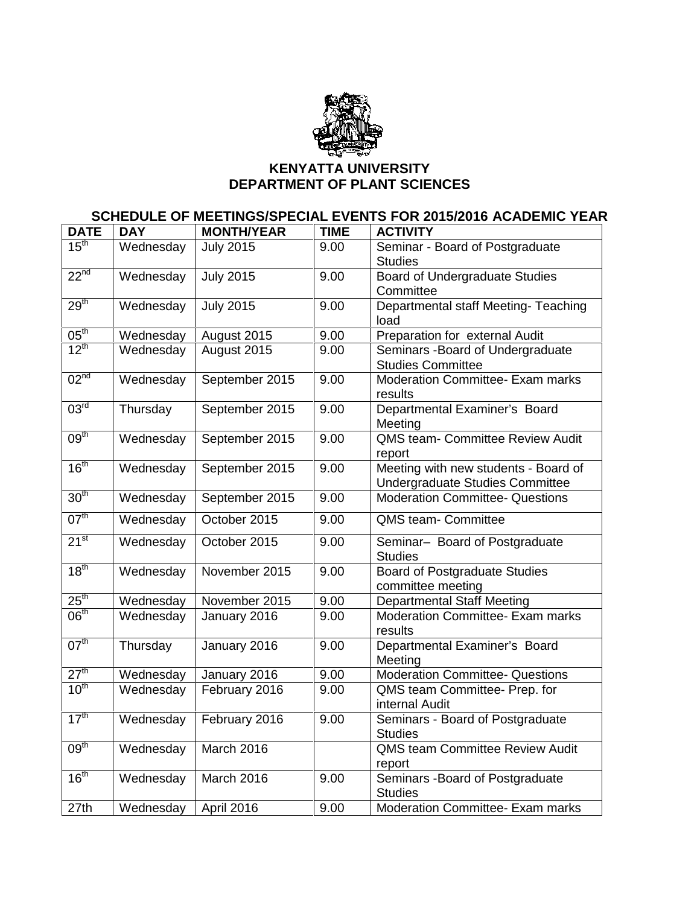**KENYATTA UNIVERSITY**
**DEPARTMENT OF PLANT SCIENCES**

## SCHEDULE OF MEETINGS/SPECIAL EVENTS FOR 2015/2016 ACADEMIC YEAR

| DATE | DAY | MONTH/YEAR | TIME | ACTIVITY |
|---|---|---|---|---|
| 15th | Wednesday | July 2015 | 9.00 | Seminar - Board of Postgraduate Studies |
| 22nd | Wednesday | July 2015 | 9.00 | Board of Undergraduate Studies Committee |
| 29th | Wednesday | July 2015 | 9.00 | Departmental staff Meeting- Teaching load |
| 05th | Wednesday | August 2015 | 9.00 | Preparation for external Audit |
| 12th | Wednesday | August 2015 | 9.00 | Seminars -Board of Undergraduate Studies Committee |
| 02nd | Wednesday | September 2015 | 9.00 | Moderation Committee- Exam marks results |
| 03rd | Thursday | September 2015 | 9.00 | Departmental Examiner's Board Meeting |
| 09th | Wednesday | September 2015 | 9.00 | QMS team- Committee Review Audit report |
| 16th | Wednesday | September 2015 | 9.00 | Meeting with new students - Board of Undergraduate Studies Committee |
| 30th | Wednesday | September 2015 | 9.00 | Moderation Committee- Questions |
| 07th | Wednesday | October 2015 | 9.00 | QMS team- Committee |
| 21st | Wednesday | October 2015 | 9.00 | Seminar– Board of Postgraduate Studies |
| 18th | Wednesday | November 2015 | 9.00 | Board of Postgraduate Studies committee meeting |
| 25th | Wednesday | November 2015 | 9.00 | Departmental Staff Meeting |
| 06th | Wednesday | January 2016 | 9.00 | Moderation Committee- Exam marks results |
| 07th | Thursday | January 2016 | 9.00 | Departmental Examiner's Board Meeting |
| 27th | Wednesday | January 2016 | 9.00 | Moderation Committee- Questions |
| 10th | Wednesday | February 2016 | 9.00 | QMS team Committee- Prep. for internal Audit |
| 17th | Wednesday | February 2016 | 9.00 | Seminars - Board of Postgraduate Studies |
| 09th | Wednesday | March 2016 | | QMS team Committee Review Audit report |
| 16th | Wednesday | March 2016 | 9.00 | Seminars -Board of Postgraduate Studies |
| 27th | Wednesday | April 2016 | 9.00 | Moderation Committee- Exam marks |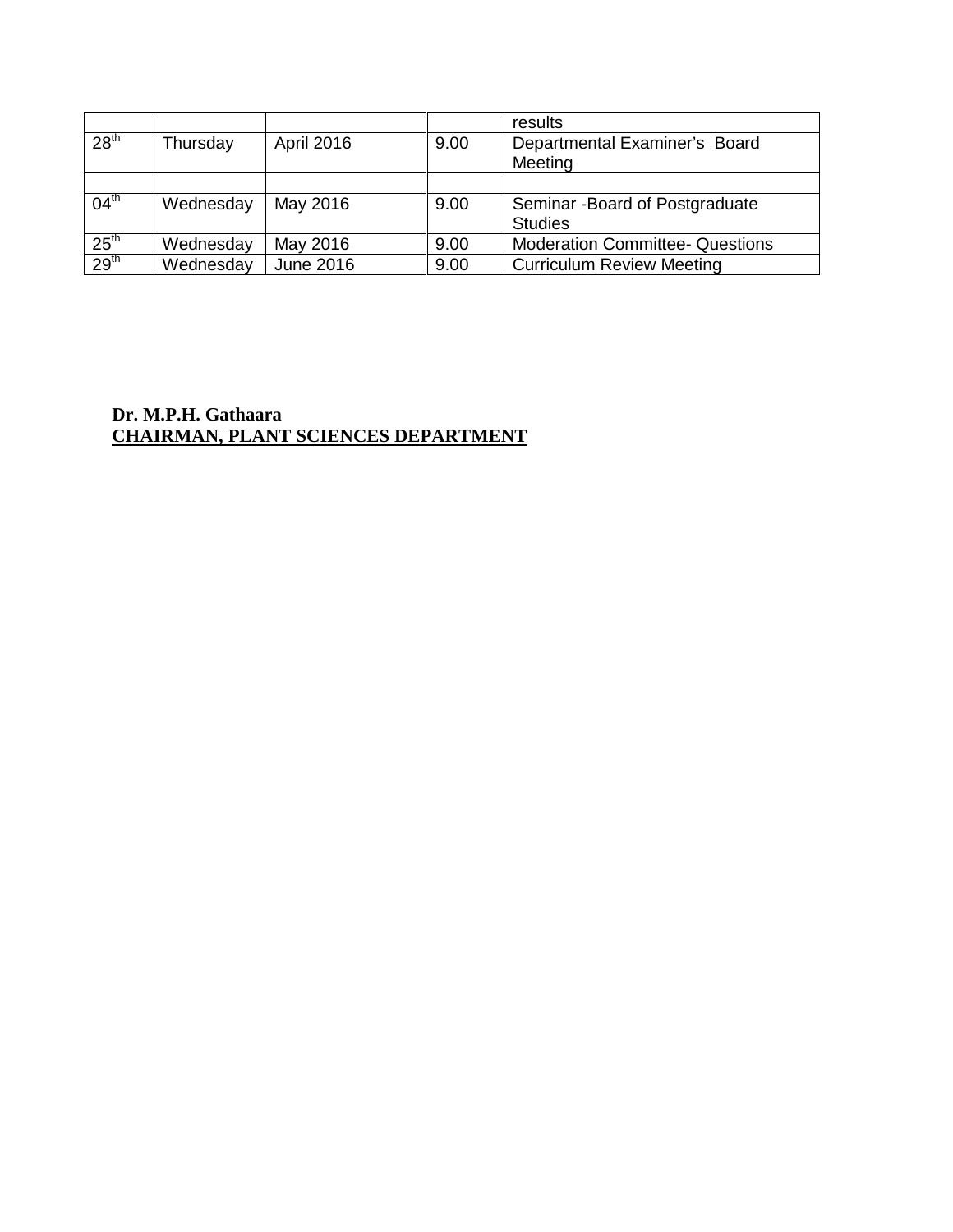| | | | | |
|---|---|---|---|---|
| | | | | results |
| 28th | Thursday | April 2016 | 9.00 | Departmental Examiner's Board Meeting |
| | | | | |
| 04th | Wednesday | May 2016 | 9.00 | Seminar -Board of Postgraduate Studies |
| 25th | Wednesday | May 2016 | 9.00 | Moderation Committee- Questions |
| 29th | Wednesday | June 2016 | 9.00 | Curriculum Review Meeting |

**Dr. M.P.H. Gathaara**
**CHAIRMAN, PLANT SCIENCES DEPARTMENT**